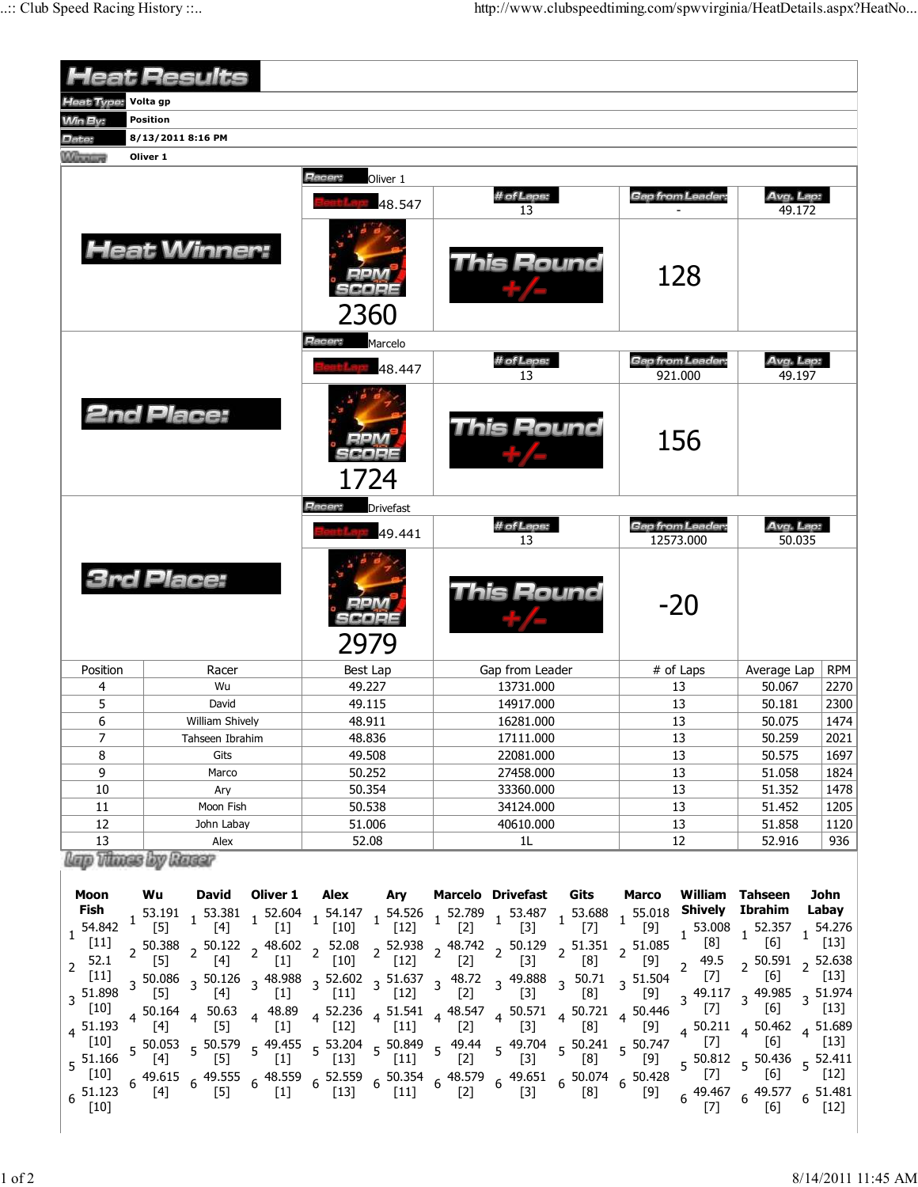# Heat Results

| | |
|---|---|
| Heat Type: | Volta gp |
| Win By: | Position |
| Date: | 8/13/2011 8:16 PM |
| Winner: | Oliver 1 |

## Heat Winner:

Racer: Oliver 1

| Best Lap | # of Laps | Gap from Leader | Avg. Lap |
|---|---|---|---|
| 48.547 | 13 | - | 49.172 |

RPM SCORE: 2360

This Round +/-: 128

## 2nd Place:

Racer: Marcelo

| Best Lap | # of Laps | Gap from Leader | Avg. Lap |
|---|---|---|---|
| 48.447 | 13 | 921.000 | 49.197 |

RPM SCORE: 1724

This Round +/-: 156

## 3rd Place:

Racer: Drivefast

| Best Lap | # of Laps | Gap from Leader | Avg. Lap |
|---|---|---|---|
| 49.441 | 13 | 12573.000 | 50.035 |

RPM SCORE: 2979

This Round +/-: -20

| Position | Racer | Best Lap | Gap from Leader | # of Laps | Average Lap | RPM |
|---|---|---|---|---|---|---|
| 4 | Wu | 49.227 | 13731.000 | 13 | 50.067 | 2270 |
| 5 | David | 49.115 | 14917.000 | 13 | 50.181 | 2300 |
| 6 | William Shively | 48.911 | 16281.000 | 13 | 50.075 | 1474 |
| 7 | Tahseen Ibrahim | 48.836 | 17111.000 | 13 | 50.259 | 2021 |
| 8 | Gits | 49.508 | 22081.000 | 13 | 50.575 | 1697 |
| 9 | Marco | 50.252 | 27458.000 | 13 | 51.058 | 1824 |
| 10 | Ary | 50.354 | 33360.000 | 13 | 51.352 | 1478 |
| 11 | Moon Fish | 50.538 | 34124.000 | 13 | 51.452 | 1205 |
| 12 | John Labay | 51.006 | 40610.000 | 13 | 51.858 | 1120 |
| 13 | Alex | 52.08 | 1L | 12 | 52.916 | 936 |

## Lap Times by Racer

| Lap | Moon Fish | Wu | David | Oliver 1 | Alex | Ary | Marcelo | Drivefast | Gits | Marco | William Shively | Tahseen Ibrahim | John Labay |
|---|---|---|---|---|---|---|---|---|---|---|---|---|---|
| 1 | 54.842 [11] | 53.191 [5] | 53.381 [4] | 52.604 [1] | 54.147 [10] | 54.526 [12] | 52.789 [2] | 53.487 [3] | 53.688 [7] | 55.018 [9] | 53.008 [8] | 52.357 [6] | 54.276 [13] |
| 2 | 52.1 [11] | 50.388 [5] | 50.122 [4] | 48.602 [1] | 52.08 [10] | 52.938 [12] | 48.742 [2] | 50.129 [3] | 51.351 [8] | 51.085 [9] | 49.5 [7] | 50.591 [6] | 52.638 [13] |
| 3 | 51.898 [10] | 50.086 [5] | 50.126 [4] | 48.988 [1] | 52.602 [11] | 51.637 [12] | 48.72 [2] | 49.888 [3] | 50.71 [8] | 51.504 [9] | 49.117 [7] | 49.985 [6] | 51.974 [13] |
| 4 | 51.193 [10] | 50.164 [4] | 50.63 [5] | 48.89 [1] | 52.236 [12] | 51.541 [11] | 48.547 [2] | 50.571 [3] | 50.721 [8] | 50.446 [9] | 50.211 [7] | 50.462 [6] | 51.689 [13] |
| 5 | 51.166 [10] | 50.053 [4] | 50.579 [5] | 49.455 [1] | 53.204 [13] | 50.849 [11] | 49.44 [2] | 49.704 [3] | 50.241 [8] | 50.747 [9] | 50.812 [7] | 50.436 [6] | 52.411 [12] |
| 6 | 51.123 [10] | 49.615 [4] | 49.555 [5] | 48.559 [1] | 52.559 [13] | 50.354 [11] | 48.579 [2] | 49.651 [3] | 50.074 [8] | 50.428 [9] | 49.467 [7] | 49.577 [6] | 51.481 [12] |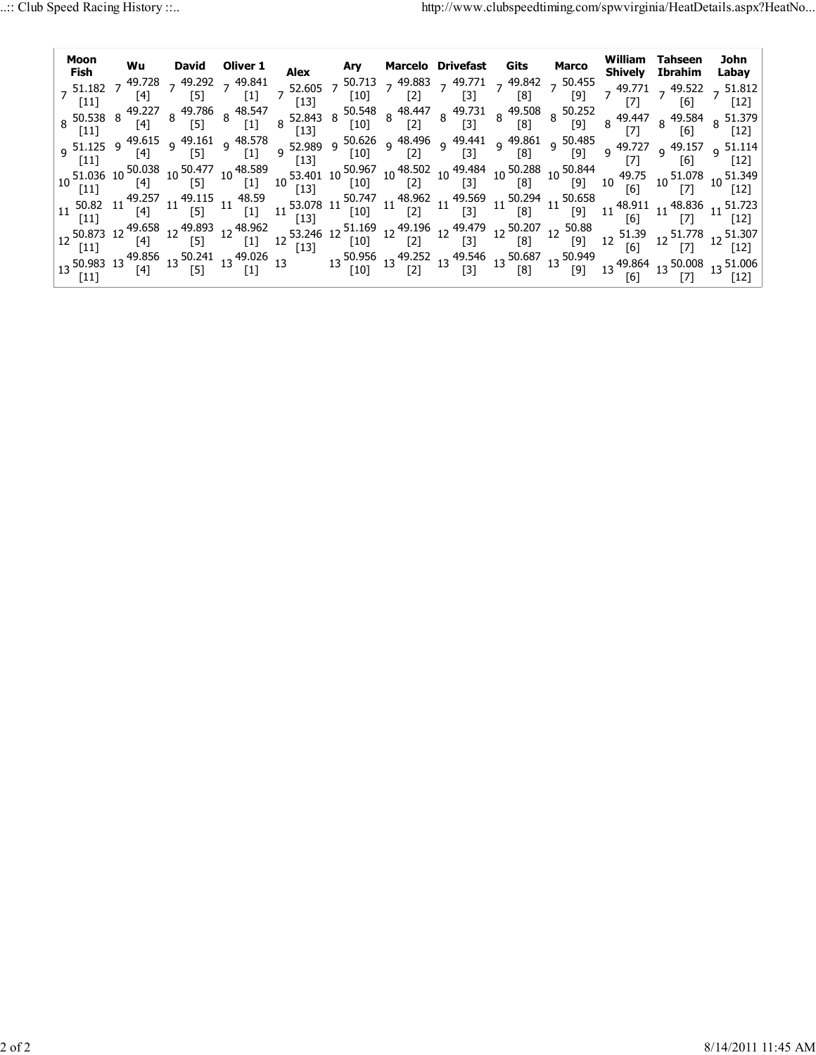| Moon Fish | Wu | David | Oliver 1 | Alex | Ary | Marcelo | Drivefast | Gits | Marco | William Shively | Tahseen Ibrahim | John Labay |
|---|---|---|---|---|---|---|---|---|---|---|---|---|
| 7 51.182 [11] | 7 49.728 [4] | 7 49.292 [5] | 7 49.841 [1] | 7 52.605 [13] | 7 50.713 [10] | 7 49.883 [2] | 7 49.771 [3] | 7 49.842 [8] | 7 50.455 [9] | 7 49.771 [7] | 7 49.522 [6] | 7 51.812 [12] |
| 8 50.538 [11] | 8 49.227 [4] | 8 49.786 [5] | 8 48.547 [1] | 8 52.843 [13] | 8 50.548 [10] | 8 48.447 [2] | 8 49.731 [3] | 8 49.508 [8] | 8 50.252 [9] | 8 49.447 [7] | 8 49.584 [6] | 8 51.379 [12] |
| 9 51.125 [11] | 9 49.615 [4] | 9 49.161 [5] | 9 48.578 [1] | 9 52.989 [13] | 9 50.626 [10] | 9 48.496 [2] | 9 49.441 [3] | 9 49.861 [8] | 9 50.485 [9] | 9 49.727 [7] | 9 49.157 [6] | 9 51.114 [12] |
| 10 51.036 [11] | 10 50.038 [4] | 10 50.477 [5] | 10 48.589 [1] | 10 53.401 [13] | 10 50.967 [10] | 10 48.502 [2] | 10 49.484 [3] | 10 50.288 [8] | 10 50.844 [9] | 10 49.75 [6] | 10 51.078 [7] | 10 51.349 [12] |
| 11 50.82 [11] | 11 49.257 [4] | 11 49.115 [5] | 11 48.59 [1] | 11 53.078 [13] | 11 50.747 [10] | 11 48.962 [2] | 11 49.569 [3] | 11 50.294 [8] | 11 50.658 [9] | 11 48.911 [6] | 11 48.836 [7] | 11 51.723 [12] |
| 12 50.873 [11] | 12 49.658 [4] | 12 49.893 [5] | 12 48.962 [1] | 12 53.246 [13] | 12 51.169 [10] | 12 49.196 [2] | 12 49.479 [3] | 12 50.207 [8] | 12 50.88 [9] | 12 51.39 [6] | 12 51.778 [7] | 12 51.307 [12] |
| 13 50.983 [11] | 13 49.856 [4] | 13 50.241 [5] | 13 49.026 [1] | 13 | 13 50.956 [10] | 13 49.252 [2] | 13 49.546 [3] | 13 50.687 [8] | 13 50.949 [9] | 13 49.864 [6] | 13 50.008 [7] | 13 51.006 [12] |